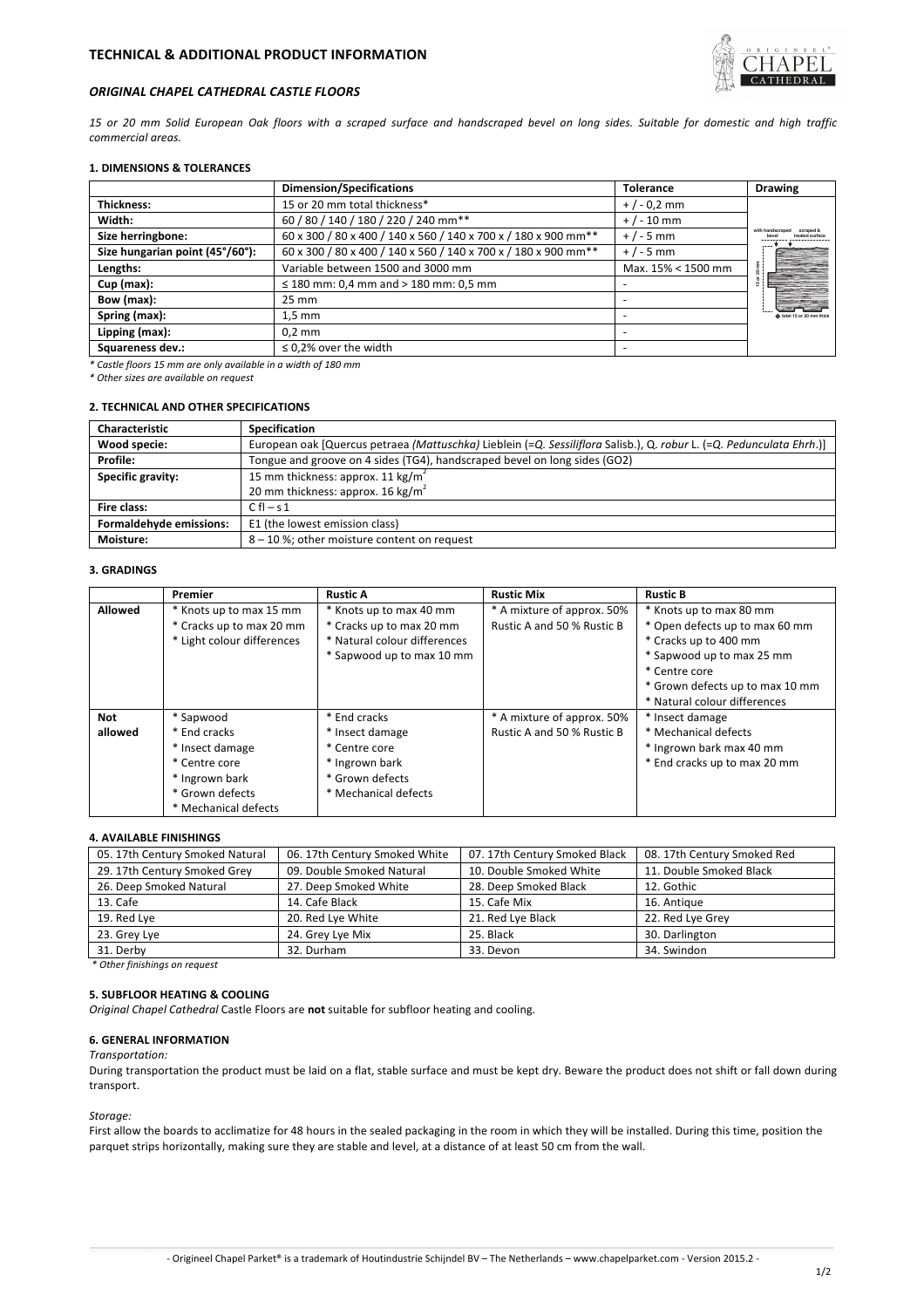# TECHNICAL & ADDITIONAL PRODUCT INFORMATION

## *ORIGINAL CHAPEL CATHEDRAL CASTLE FLOORS*

*15 or 20 mm Solid European Oak floors with a scraped surface and handscraped bevel on long sides. Suitable for domestic and high traffic commercial areas.*

### 1. DIMENSIONS & TOLERANCES

| | Dimension/Specifications | Tolerance | Drawing |
|---|---|---|---|
| **Thickness:** | 15 or 20 mm total thickness* | + / - 0,2 mm | |
| **Width:** | 60 / 80 / 140 / 180 / 220 / 240 mm** | + / - 10 mm | |
| **Size herringbone:** | 60 x 300 / 80 x 400 / 140 x 560 / 140 x 700 x / 180 x 900 mm** | + / - 5 mm | |
| **Size hungarian point (45°/60°):** | 60 x 300 / 80 x 400 / 140 x 560 / 140 x 700 x / 180 x 900 mm** | + / - 5 mm | |
| **Lengths:** | Variable between 1500 and 3000 mm | Max. 15% < 1500 mm | |
| **Cup (max):** | ≤ 180 mm: 0,4 mm and > 180 mm: 0,5 mm | - | |
| **Bow (max):** | 25 mm | - | |
| **Spring (max):** | 1,5 mm | - | |
| **Lipping (max):** | 0,2 mm | - | |
| **Squareness dev.:** | ≤ 0,2% over the width | - | |

*\* Castle floors 15 mm are only available in a width of 180 mm*

*\* Other sizes are available on request*

### 2. TECHNICAL AND OTHER SPECIFICATIONS

| Characteristic | Specification |
|---|---|
| **Wood specie:** | European oak [Quercus petraea *(Mattuschka)* Lieblein (=*Q. Sessiliflora* Salisb.), Q. *robur* L. (=*Q. Pedunculata Ehrh*.)] |
| **Profile:** | Tongue and groove on 4 sides (TG4), handscraped bevel on long sides (GO2) |
| **Specific gravity:** | 15 mm thickness: approx. 11 kg/m$^2$<br>20 mm thickness: approx. 16 kg/m$^2$ |
| **Fire class:** | C fl – s 1 |
| **Formaldehyde emissions:** | E1 (the lowest emission class) |
| **Moisture:** | 8 – 10 %; other moisture content on request |

### 3. GRADINGS

| | Premier | Rustic A | Rustic Mix | Rustic B |
|---|---|---|---|---|
| **Allowed** | * Knots up to max 15 mm<br>* Cracks up to max 20 mm<br>* Light colour differences | * Knots up to max 40 mm<br>* Cracks up to max 20 mm<br>* Natural colour differences<br>* Sapwood up to max 10 mm | * A mixture of approx. 50% Rustic A and 50 % Rustic B | * Knots up to max 80 mm<br>* Open defects up to max 60 mm<br>* Cracks up to 400 mm<br>* Sapwood up to max 25 mm<br>* Centre core<br>* Grown defects up to max 10 mm<br>* Natural colour differences |
| **Not allowed** | * Sapwood<br>* End cracks<br>* Insect damage<br>* Centre core<br>* Ingrown bark<br>* Grown defects<br>* Mechanical defects | * End cracks<br>* Insect damage<br>* Centre core<br>* Ingrown bark<br>* Grown defects<br>* Mechanical defects | * A mixture of approx. 50% Rustic A and 50 % Rustic B | * Insect damage<br>* Mechanical defects<br>* Ingrown bark max 40 mm<br>* End cracks up to max 20 mm |

### 4. AVAILABLE FINISHINGS

| | | | |
|---|---|---|---|
| 05. 17th Century Smoked Natural | 06. 17th Century Smoked White | 07. 17th Century Smoked Black | 08. 17th Century Smoked Red |
| 29. 17th Century Smoked Grey | 09. Double Smoked Natural | 10. Double Smoked White | 11. Double Smoked Black |
| 26. Deep Smoked Natural | 27. Deep Smoked White | 28. Deep Smoked Black | 12. Gothic |
| 13. Cafe | 14. Cafe Black | 15. Cafe Mix | 16. Antique |
| 19. Red Lye | 20. Red Lye White | 21. Red Lye Black | 22. Red Lye Grey |
| 23. Grey Lye | 24. Grey Lye Mix | 25. Black | 30. Darlington |
| 31. Derby | 32. Durham | 33. Devon | 34. Swindon |

*\* Other finishings on request*

### 5. SUBFLOOR HEATING & COOLING

*Original Chapel Cathedral* Castle Floors are **not** suitable for subfloor heating and cooling.

### 6. GENERAL INFORMATION

*Transportation:*

During transportation the product must be laid on a flat, stable surface and must be kept dry. Beware the product does not shift or fall down during transport.

*Storage:*

First allow the boards to acclimatize for 48 hours in the sealed packaging in the room in which they will be installed. During this time, position the parquet strips horizontally, making sure they are stable and level, at a distance of at least 50 cm from the wall.

- Origineel Chapel Parket® is a trademark of Houtindustrie Schijndel BV – The Netherlands – www.chapelparket.com - Version 2015.2 -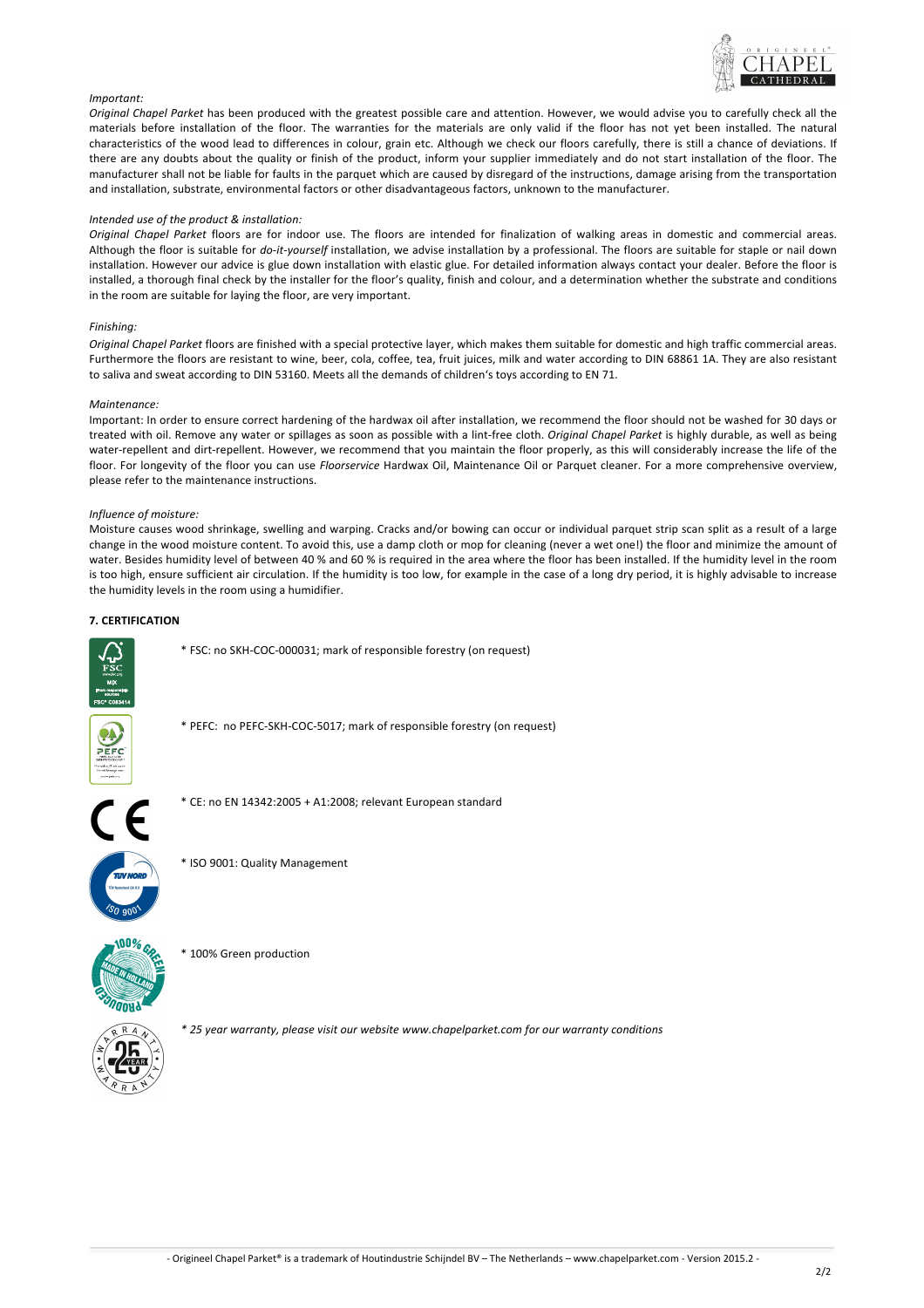*Important:*
*Original Chapel Parket* has been produced with the greatest possible care and attention. However, we would advise you to carefully check all the materials before installation of the floor. The warranties for the materials are only valid if the floor has not yet been installed. The natural characteristics of the wood lead to differences in colour, grain etc. Although we check our floors carefully, there is still a chance of deviations. If there are any doubts about the quality or finish of the product, inform your supplier immediately and do not start installation of the floor. The manufacturer shall not be liable for faults in the parquet which are caused by disregard of the instructions, damage arising from the transportation and installation, substrate, environmental factors or other disadvantageous factors, unknown to the manufacturer.

*Intended use of the product & installation:*
*Original Chapel Parket* floors are for indoor use. The floors are intended for finalization of walking areas in domestic and commercial areas. Although the floor is suitable for *do-it-yourself* installation, we advise installation by a professional. The floors are suitable for staple or nail down installation. However our advice is glue down installation with elastic glue. For detailed information always contact your dealer. Before the floor is installed, a thorough final check by the installer for the floor's quality, finish and colour, and a determination whether the substrate and conditions in the room are suitable for laying the floor, are very important.

*Finishing:*
*Original Chapel Parket* floors are finished with a special protective layer, which makes them suitable for domestic and high traffic commercial areas. Furthermore the floors are resistant to wine, beer, cola, coffee, tea, fruit juices, milk and water according to DIN 68861 1A. They are also resistant to saliva and sweat according to DIN 53160. Meets all the demands of children's toys according to EN 71.

*Maintenance:*
Important: In order to ensure correct hardening of the hardwax oil after installation, we recommend the floor should not be washed for 30 days or treated with oil. Remove any water or spillages as soon as possible with a lint-free cloth. *Original Chapel Parket* is highly durable, as well as being water-repellent and dirt-repellent. However, we recommend that you maintain the floor properly, as this will considerably increase the life of the floor. For longevity of the floor you can use *Floorservice* Hardwax Oil, Maintenance Oil or Parquet cleaner. For a more comprehensive overview, please refer to the maintenance instructions.

*Influence of moisture:*
Moisture causes wood shrinkage, swelling and warping. Cracks and/or bowing can occur or individual parquet strip scan split as a result of a large change in the wood moisture content. To avoid this, use a damp cloth or mop for cleaning (never a wet one!) the floor and minimize the amount of water. Besides humidity level of between 40 % and 60 % is required in the area where the floor has been installed. If the humidity level in the room is too high, ensure sufficient air circulation. If the humidity is too low, for example in the case of a long dry period, it is highly advisable to increase the humidity levels in the room using a humidifier.

## 7. CERTIFICATION

* FSC: no SKH-COC-000031; mark of responsible forestry (on request)

* PEFC: no PEFC-SKH-COC-5017; mark of responsible forestry (on request)

* CE: no EN 14342:2005 + A1:2008; relevant European standard

* ISO 9001: Quality Management

* 100% Green production

*\* 25 year warranty, please visit our website www.chapelparket.com for our warranty conditions*

- Origineel Chapel Parket® is a trademark of Houtindustrie Schijndel BV – The Netherlands – www.chapelparket.com - Version 2015.2 -